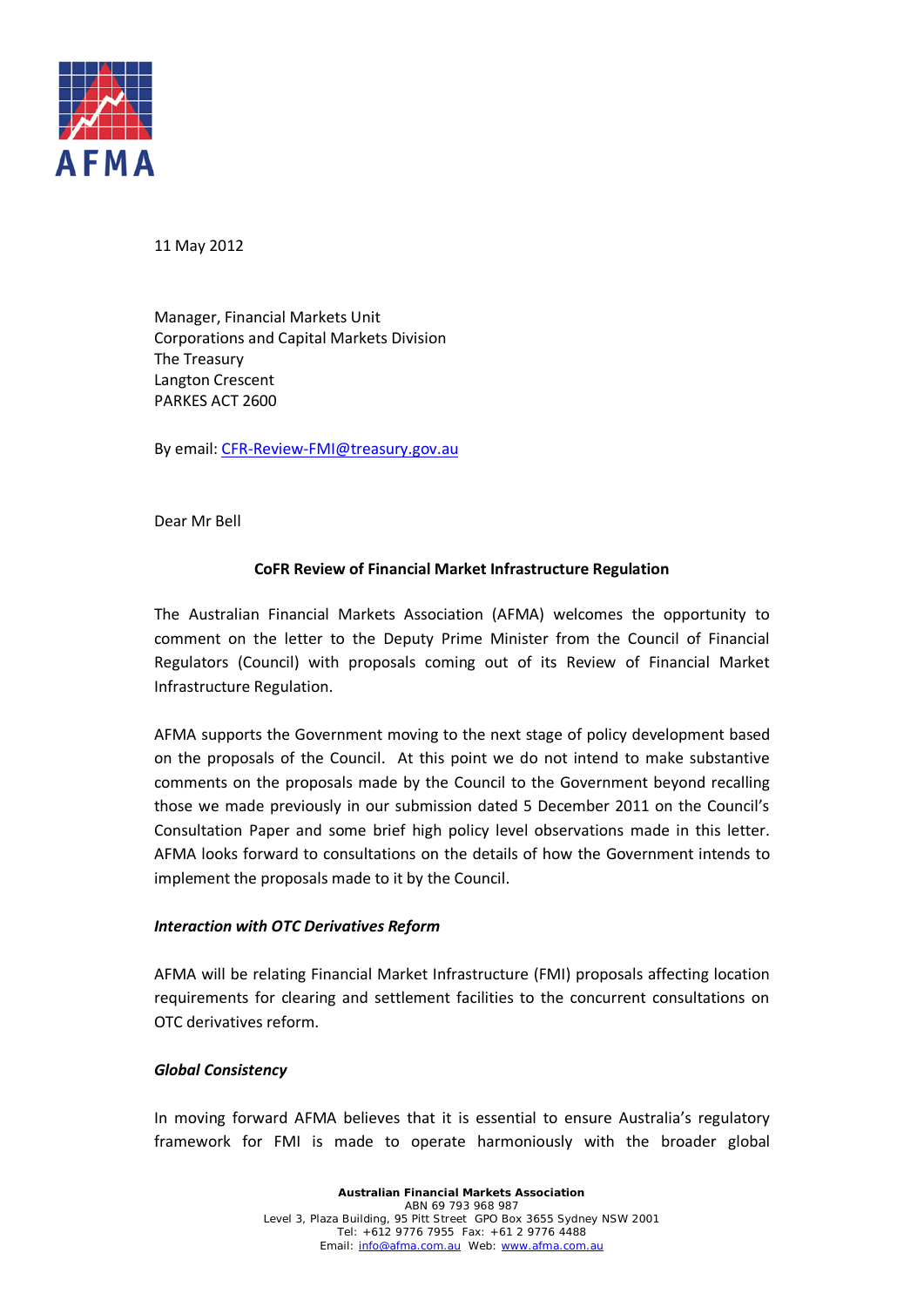11 May 2012

Manager, Financial Markets Unit
Corporations and Capital Markets Division
The Treasury
Langton Crescent
PARKES ACT 2600

By email: CFR-Review-FMI@treasury.gov.au

Dear Mr Bell

**CoFR Review of Financial Market Infrastructure Regulation**

The Australian Financial Markets Association (AFMA) welcomes the opportunity to comment on the letter to the Deputy Prime Minister from the Council of Financial Regulators (Council) with proposals coming out of its Review of Financial Market Infrastructure Regulation.

AFMA supports the Government moving to the next stage of policy development based on the proposals of the Council. At this point we do not intend to make substantive comments on the proposals made by the Council to the Government beyond recalling those we made previously in our submission dated 5 December 2011 on the Council's Consultation Paper and some brief high policy level observations made in this letter. AFMA looks forward to consultations on the details of how the Government intends to implement the proposals made to it by the Council.

***Interaction with OTC Derivatives Reform***

AFMA will be relating Financial Market Infrastructure (FMI) proposals affecting location requirements for clearing and settlement facilities to the concurrent consultations on OTC derivatives reform.

***Global Consistency***

In moving forward AFMA believes that it is essential to ensure Australia's regulatory framework for FMI is made to operate harmoniously with the broader global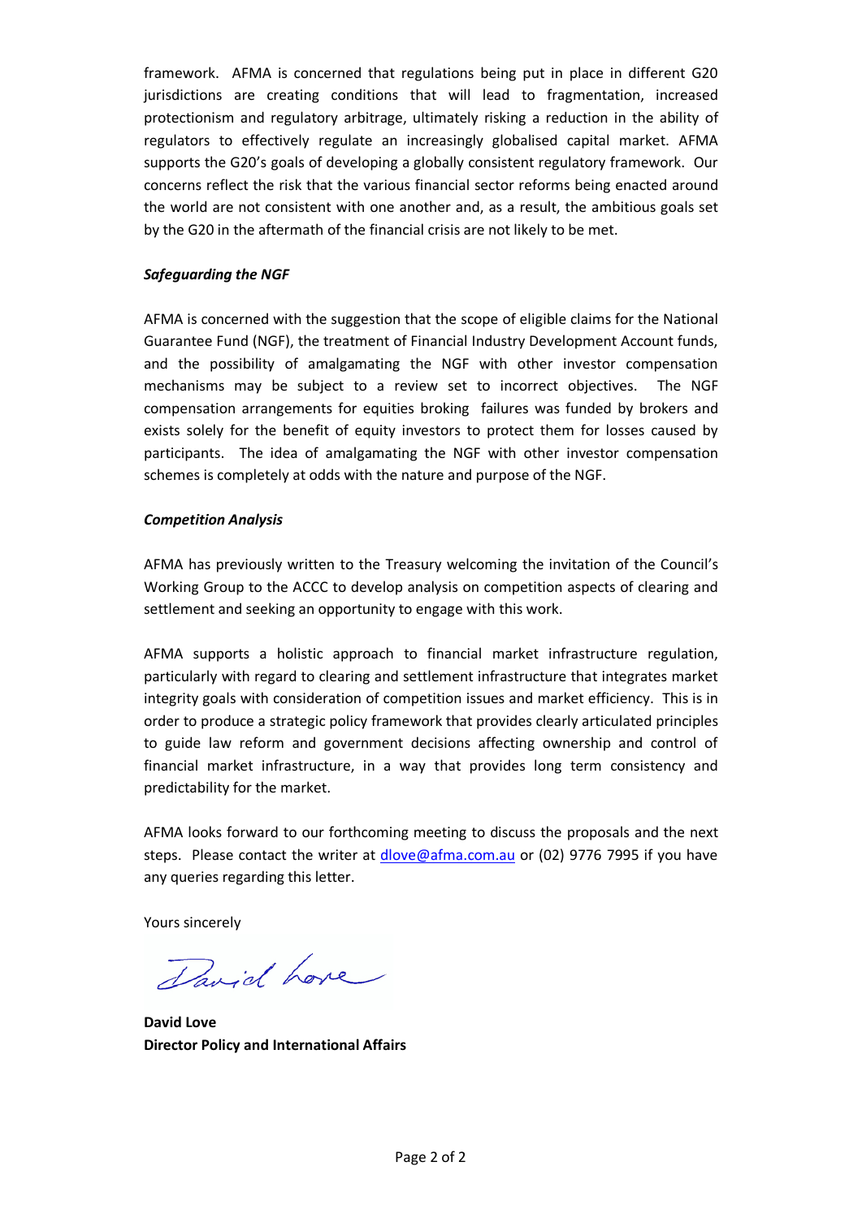framework. AFMA is concerned that regulations being put in place in different G20 jurisdictions are creating conditions that will lead to fragmentation, increased protectionism and regulatory arbitrage, ultimately risking a reduction in the ability of regulators to effectively regulate an increasingly globalised capital market. AFMA supports the G20's goals of developing a globally consistent regulatory framework. Our concerns reflect the risk that the various financial sector reforms being enacted around the world are not consistent with one another and, as a result, the ambitious goals set by the G20 in the aftermath of the financial crisis are not likely to be met.

***Safeguarding the NGF***

AFMA is concerned with the suggestion that the scope of eligible claims for the National Guarantee Fund (NGF), the treatment of Financial Industry Development Account funds, and the possibility of amalgamating the NGF with other investor compensation mechanisms may be subject to a review set to incorrect objectives. The NGF compensation arrangements for equities broking failures was funded by brokers and exists solely for the benefit of equity investors to protect them for losses caused by participants. The idea of amalgamating the NGF with other investor compensation schemes is completely at odds with the nature and purpose of the NGF.

***Competition Analysis***

AFMA has previously written to the Treasury welcoming the invitation of the Council's Working Group to the ACCC to develop analysis on competition aspects of clearing and settlement and seeking an opportunity to engage with this work.

AFMA supports a holistic approach to financial market infrastructure regulation, particularly with regard to clearing and settlement infrastructure that integrates market integrity goals with consideration of competition issues and market efficiency. This is in order to produce a strategic policy framework that provides clearly articulated principles to guide law reform and government decisions affecting ownership and control of financial market infrastructure, in a way that provides long term consistency and predictability for the market.

AFMA looks forward to our forthcoming meeting to discuss the proposals and the next steps. Please contact the writer at dlove@afma.com.au or (02) 9776 7995 if you have any queries regarding this letter.

Yours sincerely

**David Love**
**Director Policy and International Affairs**